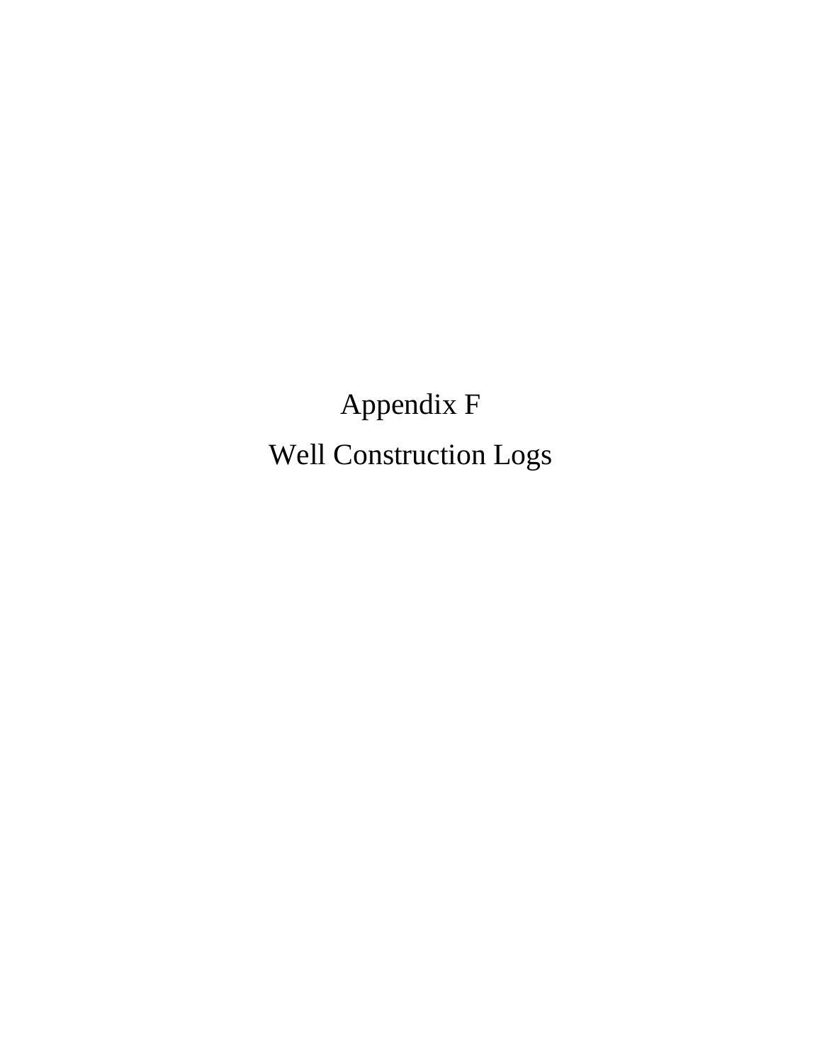# Appendix F

# Well Construction Logs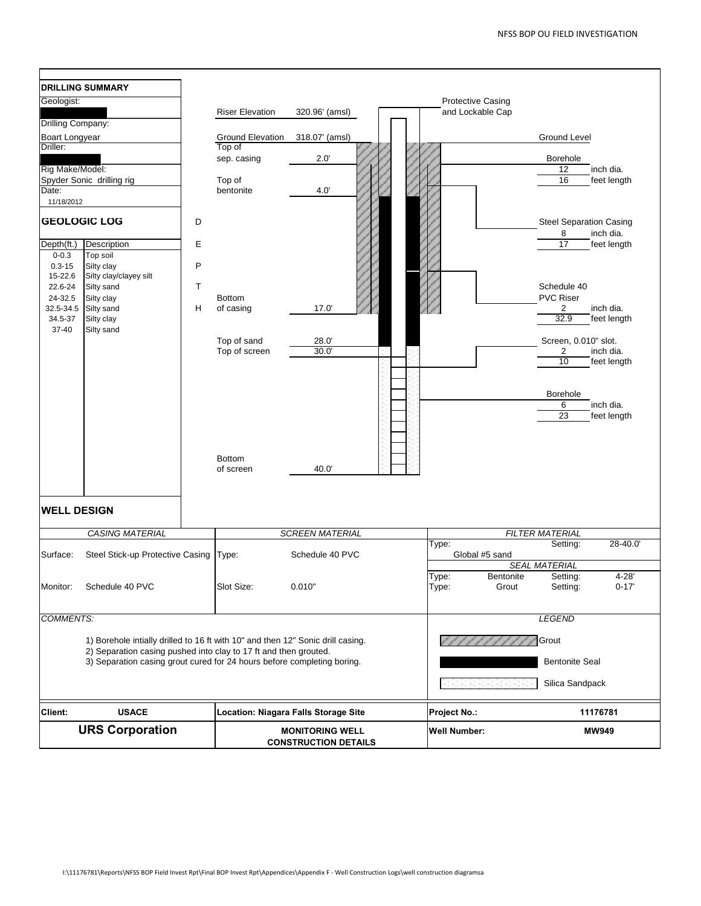## DRILLING SUMMARY

Geologist:

Drilling Company:
Boart Longyear

Driller:

Rig Make/Model:
Spyder Sonic drilling rig

Date:
11/18/2012

## GEOLOGIC LOG

| Depth(ft.) | Description |
|---|---|
| 0-0.3 | Top soil |
| 0.3-15 | Silty clay |
| 15-22.6 | Silty clay/clayey silt |
| 22.6-24 | Silty sand |
| 24-32.5 | Silty clay |
| 32.5-34.5 | Silty sand |
| 34.5-37 | Silty clay |
| 37-40 | Silty sand |

DEPTH

Riser Elevation 320.96' (amsl)

Ground Elevation 318.07' (amsl)

Top of sep. casing 2.0'

Top of bentonite 4.0'

Bottom of casing 17.0'

Top of sand 28.0'

Top of screen 30.0'

Bottom of screen 40.0'

Protective Casing and Lockable Cap

Ground Level

Borehole 12 inch dia. 16 feet length

Steel Separation Casing 8 inch dia. 17 feet length

Schedule 40 PVC Riser 2 inch dia. 32.9 feet length

Screen, 0.010" slot. 2 inch dia. 10 feet length

Borehole 6 inch dia. 23 feet length

## WELL DESIGN

| CASING MATERIAL | | SCREEN MATERIAL | | FILTER MATERIAL | | | |
|---|---|---|---|---|---|---|---|
| Surface: | Steel Stick-up Protective Casing | Type: | Schedule 40 PVC | Type: Global #5 sand | | Setting: | 28-40.0' |
| | | | | SEAL MATERIAL | | | |
| Monitor: | Schedule 40 PVC | Slot Size: | 0.010" | Type: | Bentonite | Setting: | 4-28' |
| | | | | Type: | Grout | Setting: | 0-17' |

*COMMENTS:*

1) Borehole intially drilled to 16 ft with 10" and then 12" Sonic drill casing.
2) Separation casing pushed into clay to 17 ft and then grouted.
3) Separation casing grout cured for 24 hours before completing boring.

*LEGEND*

Grout

Bentonite Seal

Silica Sandpack

| Client: | USACE | Location: Niagara Falls Storage Site | Project No.: | 11176781 |
|---|---|---|---|---|
| **URS Corporation** | | **MONITORING WELL CONSTRUCTION DETAILS** | **Well Number:** | **MW949** |

I:\11176781\Reports\NFSS BOP Field Invest Rpt\Final BOP Invest Rpt\Appendices\Appendix F - Well Construction Logs\well construction diagramsa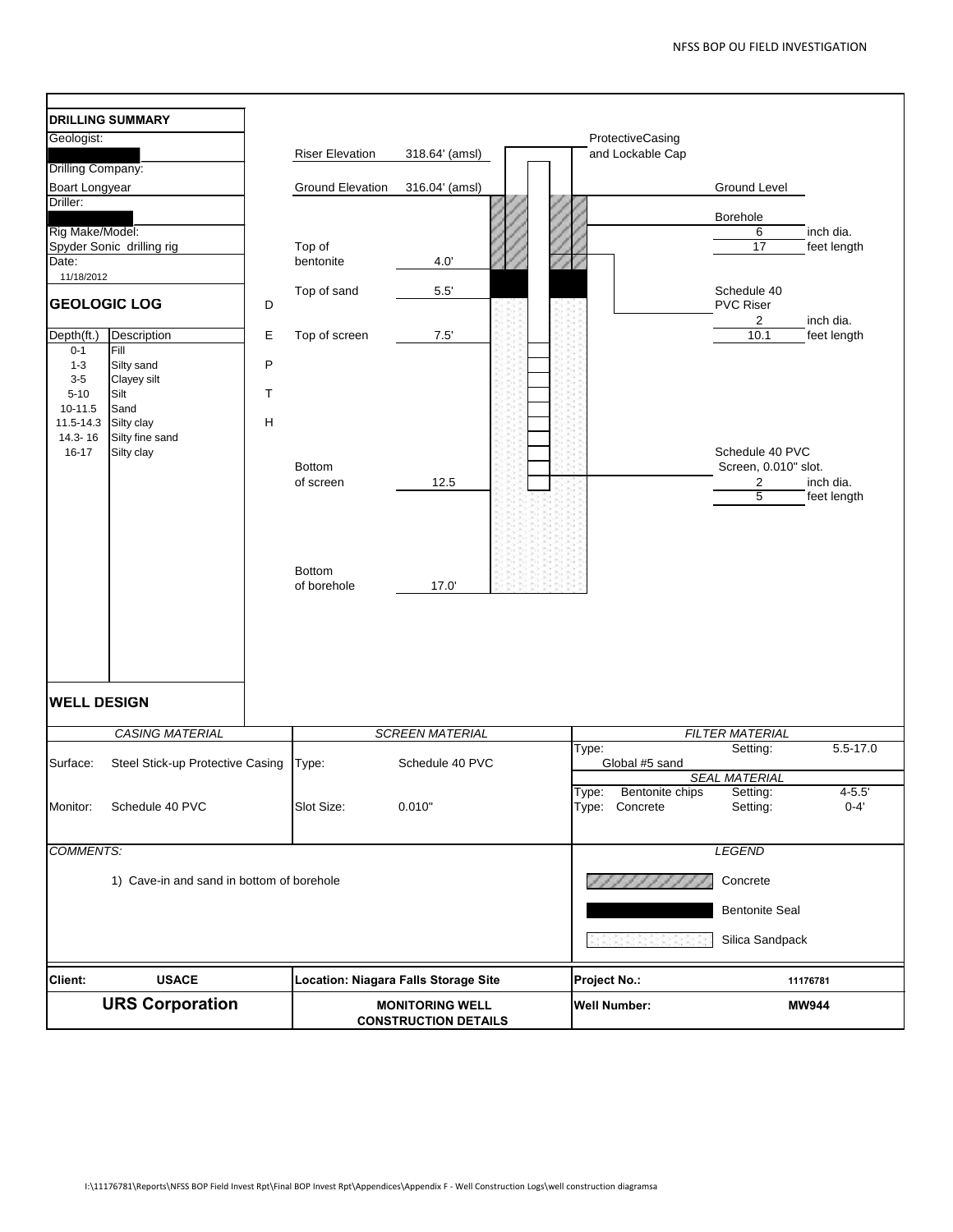## DRILLING SUMMARY

Geologist:

Drilling Company:
Boart Longyear

Driller:

Rig Make/Model:
Spyder Sonic drilling rig

Date:
11/18/2012

| | |
|---|---|
| Riser Elevation | 318.64' (amsl) |
| Ground Elevation | 316.04' (amsl) |
| Top of bentonite | 4.0' |
| Top of sand | 5.5' |
| Top of screen | 7.5' |
| Bottom of screen | 12.5 |
| Bottom of borehole | 17.0' |

ProtectiveCasing and Lockable Cap

Ground Level

Borehole
6 inch dia.
17 feet length

Schedule 40 PVC Riser
2 inch dia.
10.1 feet length

Schedule 40 PVC Screen, 0.010" slot.
2 inch dia.
5 feet length

## GEOLOGIC LOG

DEPTH

| Depth(ft.) | Description |
|---|---|
| 0-1 | Fill |
| 1-3 | Silty sand |
| 3-5 | Clayey silt |
| 5-10 | Silt |
| 10-11.5 | Sand |
| 11.5-14.3 | Silty clay |
| 14.3- 16 | Silty fine sand |
| 16-17 | Silty clay |

## WELL DESIGN

| *CASING MATERIAL* | | *SCREEN MATERIAL* | | *FILTER MATERIAL* | | |
|---|---|---|---|---|---|---|
| Surface: | Steel Stick-up Protective Casing | Type: | Schedule 40 PVC | Type: Global #5 sand | Setting: | 5.5-17.0 |
| | | | | *SEAL MATERIAL* | | |
| Monitor: | Schedule 40 PVC | Slot Size: | 0.010" | Type: Bentonite chips | Setting: | 4-5.5' |
| | | | | Type: Concrete | Setting: | 0-4' |

*COMMENTS:*

1) Cave-in and sand in bottom of borehole

*LEGEND*

- Concrete
- Bentonite Seal
- Silica Sandpack

| | | | |
|---|---|---|---|
| **Client:** | **USACE** | **Location: Niagara Falls Storage Site** | **Project No.:** **11176781** |
| **URS Corporation** | | **MONITORING WELL CONSTRUCTION DETAILS** | **Well Number:** **MW944** |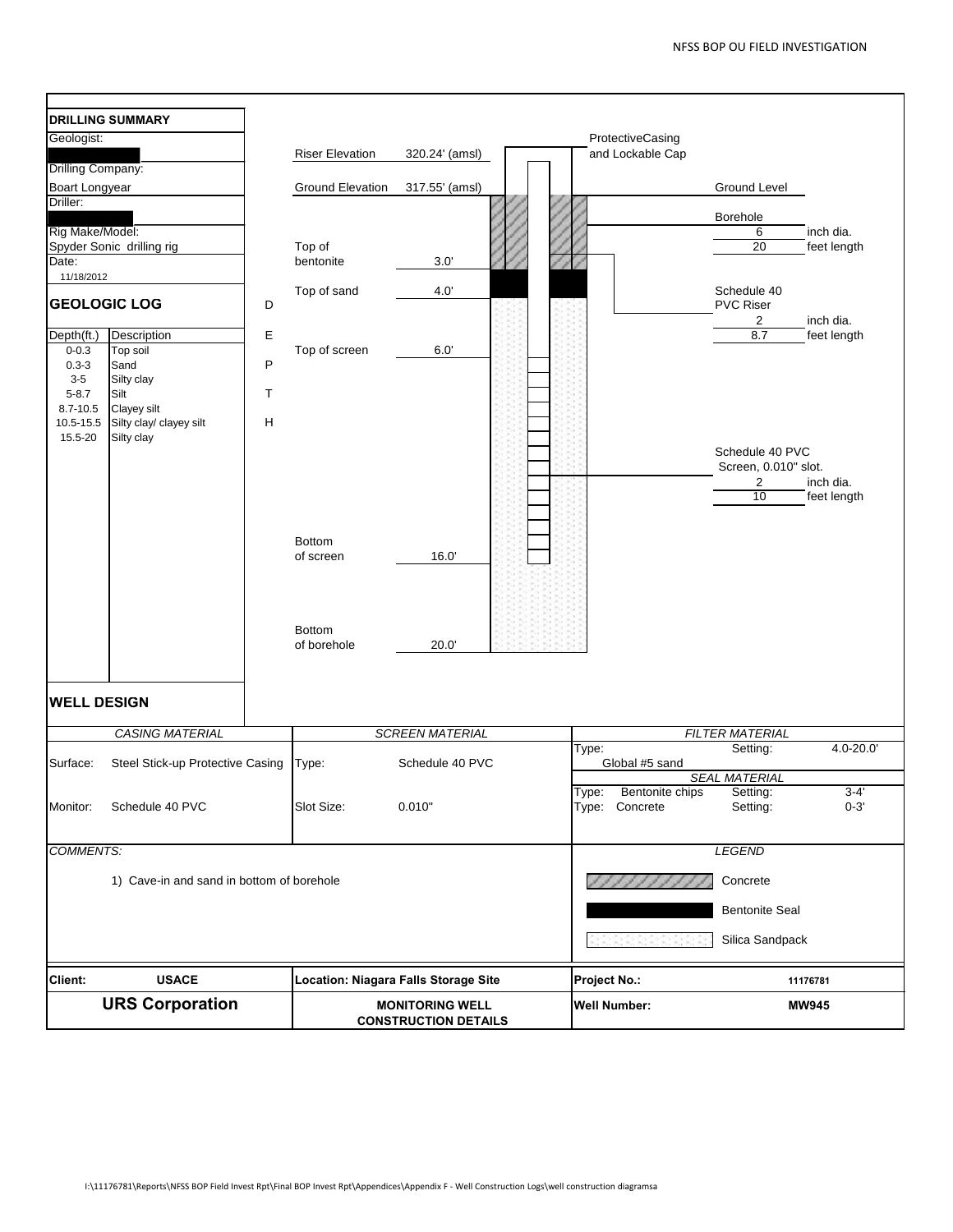## DRILLING SUMMARY

Geologist:

Drilling Company: Boart Longyear

Driller:

Rig Make/Model: Spyder Sonic drilling rig

Date: 11/18/2012

| | |
|---|---|
| Riser Elevation | 320.24' (amsl) |
| Ground Elevation | 317.55' (amsl) |
| Top of bentonite | 3.0' |
| Top of sand | 4.0' |
| Top of screen | 6.0' |
| Bottom of screen | 16.0' |
| Bottom of borehole | 20.0' |

ProtectiveCasing and Lockable Cap

Ground Level

Borehole: 6 inch dia., 20 feet length

Schedule 40 PVC Riser: 2 inch dia., 8.7 feet length

Schedule 40 PVC Screen, 0.010" slot.: 2 inch dia., 10 feet length

## GEOLOGIC LOG

DEPTH

| Depth(ft.) | Description |
|---|---|
| 0-0.3 | Top soil |
| 0.3-3 | Sand |
| 3-5 | Silty clay |
| 5-8.7 | Silt |
| 8.7-10.5 | Clayey silt |
| 10.5-15.5 | Silty clay/ clayey silt |
| 15.5-20 | Silty clay |

## WELL DESIGN

| *CASING MATERIAL* | | *SCREEN MATERIAL* | | *FILTER MATERIAL* | | |
|---|---|---|---|---|---|---|
| Surface: | Steel Stick-up Protective Casing | Type: | Schedule 40 PVC | Type: Global #5 sand | Setting: | 4.0-20.0' |
| | | | | *SEAL MATERIAL* | | |
| Monitor: | Schedule 40 PVC | Slot Size: | 0.010" | Type: Bentonite chips | Setting: | 3-4' |
| | | | | Type: Concrete | Setting: | 0-3' |

*COMMENTS:*

1) Cave-in and sand in bottom of borehole

*LEGEND*

- Concrete
- Bentonite Seal
- Silica Sandpack

| | | | |
|---|---|---|---|
| **Client:** | **USACE** | **Location: Niagara Falls Storage Site** | **Project No.:** 11176781 |
| **URS Corporation** | | **MONITORING WELL CONSTRUCTION DETAILS** | **Well Number:** MW945 |

I:\11176781\Reports\NFSS BOP Field Invest Rpt\Final BOP Invest Rpt\Appendices\Appendix F - Well Construction Logs\well construction diagramsa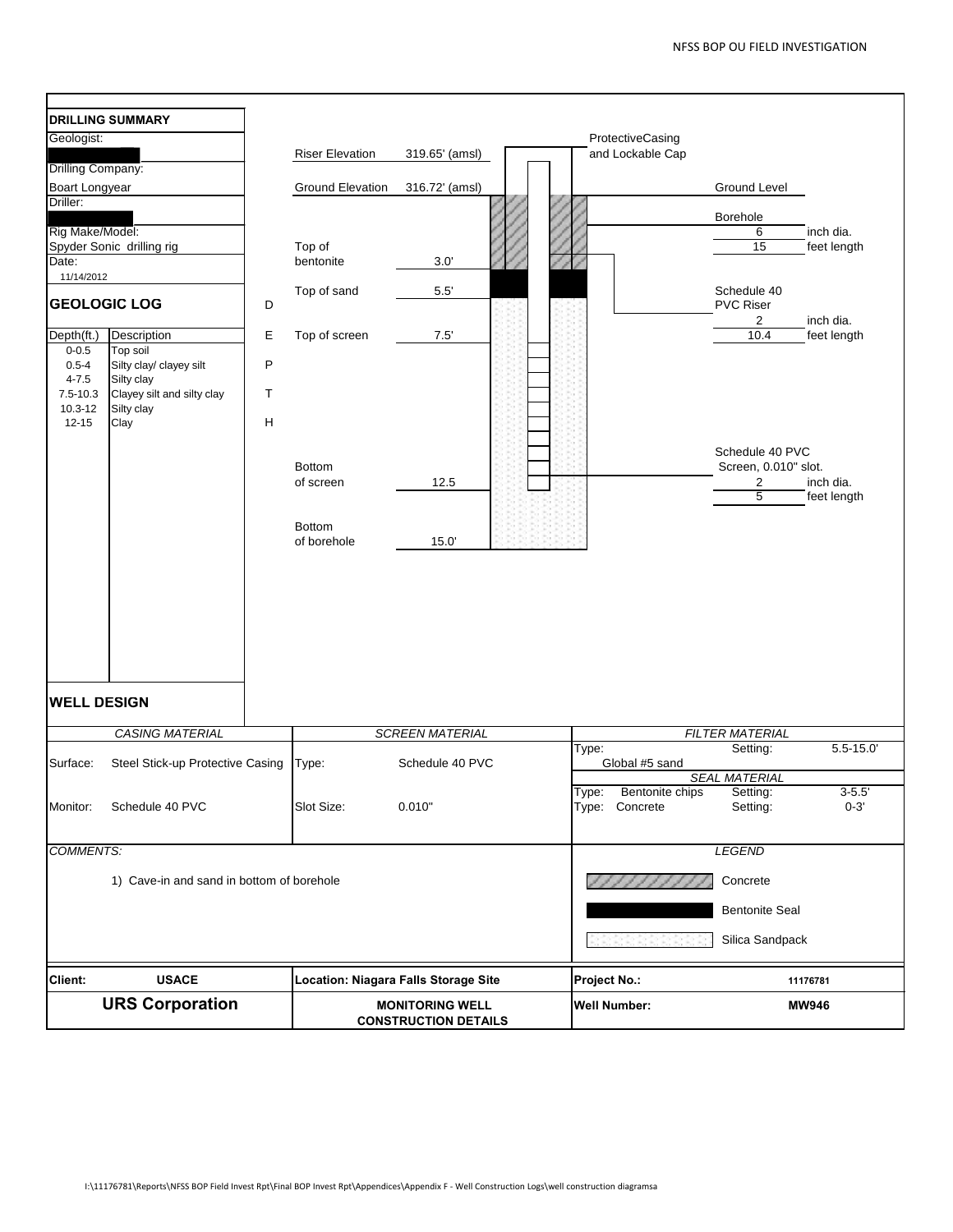## DRILLING SUMMARY

Geologist:

Drilling Company: Boart Longyear

Driller:

Rig Make/Model: Spyder Sonic drilling rig

Date: 11/14/2012

| | |
|---|---|
| Riser Elevation | 319.65' (amsl) |
| Ground Elevation | 316.72' (amsl) |
| Top of bentonite | 3.0' |
| Top of sand | 5.5' |
| Top of screen | 7.5' |
| Bottom of screen | 12.5 |
| Bottom of borehole | 15.0' |

ProtectiveCasing and Lockable Cap

Ground Level

Borehole: 6 inch dia., 15 feet length

Schedule 40 PVC Riser: 2 inch dia., 10.4 feet length

Schedule 40 PVC Screen, 0.010" slot.: 2 inch dia., 5 feet length

## GEOLOGIC LOG

DEPTH

| Depth(ft.) | Description |
|---|---|
| 0-0.5 | Top soil |
| 0.5-4 | Silty clay/ clayey silt |
| 4-7.5 | Silty clay |
| 7.5-10.3 | Clayey silt and silty clay |
| 10.3-12 | Silty clay |
| 12-15 | Clay |

## WELL DESIGN

| *CASING MATERIAL* | | *SCREEN MATERIAL* | | *FILTER MATERIAL* | | |
|---|---|---|---|---|---|---|
| Surface: | Steel Stick-up Protective Casing | Type: | Schedule 40 PVC | Type: Global #5 sand | Setting: | 5.5-15.0' |
| | | | | *SEAL MATERIAL* | | |
| Monitor: | Schedule 40 PVC | Slot Size: | 0.010" | Type: Bentonite chips | Setting: | 3-5.5' |
| | | | | Type: Concrete | Setting: | 0-3' |

*COMMENTS:*

1) Cave-in and sand in bottom of borehole

*LEGEND*

- Concrete
- Bentonite Seal
- Silica Sandpack

| | | | |
|---|---|---|---|
| **Client:** | **USACE** | **Location: Niagara Falls Storage Site** | **Project No.:** 11176781 |
| **URS Corporation** | | **MONITORING WELL CONSTRUCTION DETAILS** | **Well Number:** MW946 |

I:\11176781\Reports\NFSS BOP Field Invest Rpt\Final BOP Invest Rpt\Appendices\Appendix F - Well Construction Logs\well construction diagramsa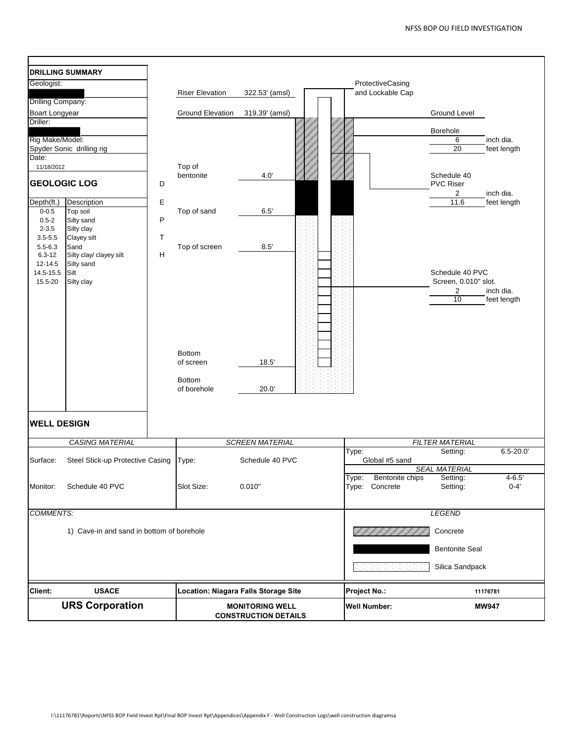## DRILLING SUMMARY

Geologist:

Drilling Company:
Boart Longyear

Driller:

Rig Make/Model:
Spyder Sonic drilling rig

Date:
11/18/2012

## GEOLOGIC LOG

| Depth(ft.) | Description |
|---|---|
| 0-0.5 | Top soil |
| 0.5-2 | Silty sand |
| 2-3.5 | Silty clay |
| 3.5-5.5 | Clayey silt |
| 5.5-6.3 | Sand |
| 6.3-12 | Silty clay/ clayey silt |
| 12-14.5 | Silty sand |
| 14.5-15.5 | Silt |
| 15.5-20 | Silty clay |

DEPTH

| | |
|---|---|
| Riser Elevation | 322.53' (amsl) |
| Ground Elevation | 319.39' (amsl) |
| Top of bentonite | 4.0' |
| Top of sand | 6.5' |
| Top of screen | 8.5' |
| Bottom of screen | 18.5' |
| Bottom of borehole | 20.0' |

ProtectiveCasing and Lockable Cap

Ground Level

Borehole
6 inch dia.
20 feet length

Schedule 40 PVC Riser
2 inch dia.
11.6 feet length

Schedule 40 PVC Screen, 0.010" slot.
2 inch dia.
10 feet length

## WELL DESIGN

| CASING MATERIAL | | SCREEN MATERIAL | | FILTER MATERIAL | | |
|---|---|---|---|---|---|---|
| Surface: | Steel Stick-up Protective Casing | Type: | Schedule 40 PVC | Type: Global #5 sand | Setting: | 6.5-20.0' |
| | | | | SEAL MATERIAL | | |
| Monitor: | Schedule 40 PVC | Slot Size: | 0.010" | Type: Bentonite chips | Setting: | 4-6.5' |
| | | | | Type: Concrete | Setting: | 0-4' |

*COMMENTS:*

1) Cave-in and sand in bottom of borehole

*LEGEND*

- Concrete
- Bentonite Seal
- Silica Sandpack

| **Client:** | **USACE** | **Location: Niagara Falls Storage Site** | **Project No.:** | **11176781** |
|---|---|---|---|---|
| **URS Corporation** | | **MONITORING WELL CONSTRUCTION DETAILS** | **Well Number:** | **MW947** |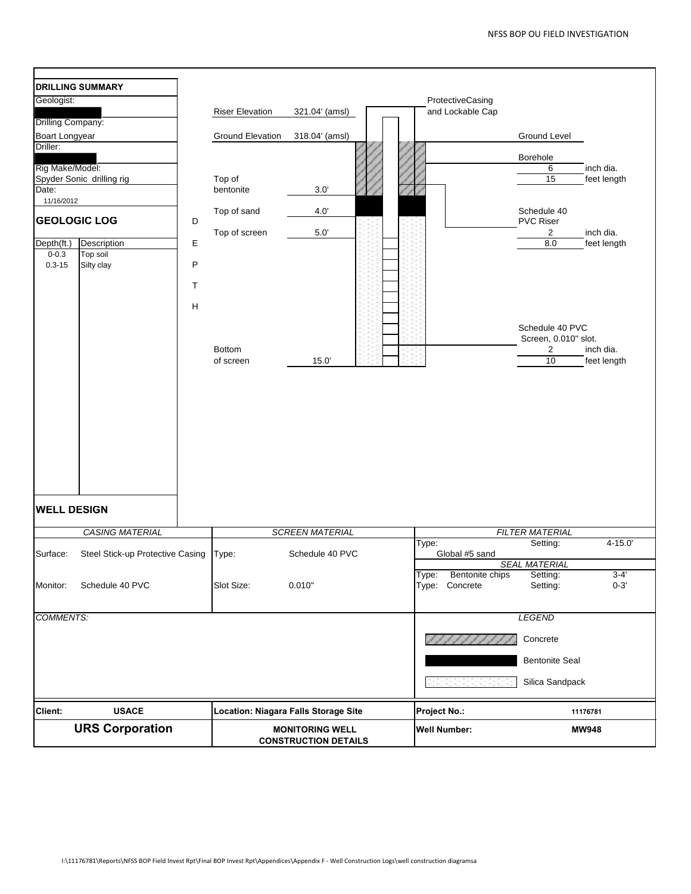## DRILLING SUMMARY

Geologist:

Drilling Company:
Boart Longyear

Driller:

Rig Make/Model:
Spyder Sonic drilling rig

Date:
11/16/2012

## GEOLOGIC LOG

| Depth(ft.) | Description |
|---|---|
| 0-0.3 | Top soil |
| 0.3-15 | Silty clay |

DEPTH

| | |
|---|---|
| Riser Elevation | 321.04' (amsl) |
| Ground Elevation | 318.04' (amsl) |
| Top of bentonite | 3.0' |
| Top of sand | 4.0' |
| Top of screen | 5.0' |
| Bottom of screen | 15.0' |

ProtectiveCasing and Lockable Cap

Ground Level

Borehole
6 inch dia.
15 feet length

Schedule 40 PVC Riser
2 inch dia.
8.0 feet length

Schedule 40 PVC Screen, 0.010" slot.
2 inch dia.
10 feet length

## WELL DESIGN

| *CASING MATERIAL* | | *SCREEN MATERIAL* | | *FILTER MATERIAL* | | |
|---|---|---|---|---|---|---|
| Surface: | Steel Stick-up Protective Casing | Type: | Schedule 40 PVC | Type: Global #5 sand | Setting: | 4-15.0' |
| | | | | *SEAL MATERIAL* | | |
| Monitor: | Schedule 40 PVC | Slot Size: | 0.010" | Type: Bentonite chips | Setting: | 3-4' |
| | | | | Type: Concrete | Setting: | 0-3' |

*COMMENTS:*

*LEGEND*

- Concrete
- Bentonite Seal
- Silica Sandpack

| | | | |
|---|---|---|---|
| **Client:** **USACE** | **Location: Niagara Falls Storage Site** | **Project No.:** | **11176781** |
| **URS Corporation** | **MONITORING WELL CONSTRUCTION DETAILS** | **Well Number:** | **MW948** |

I:\11176781\Reports\NFSS BOP Field Invest Rpt\Final BOP Invest Rpt\Appendices\Appendix F - Well Construction Logs\well construction diagramsa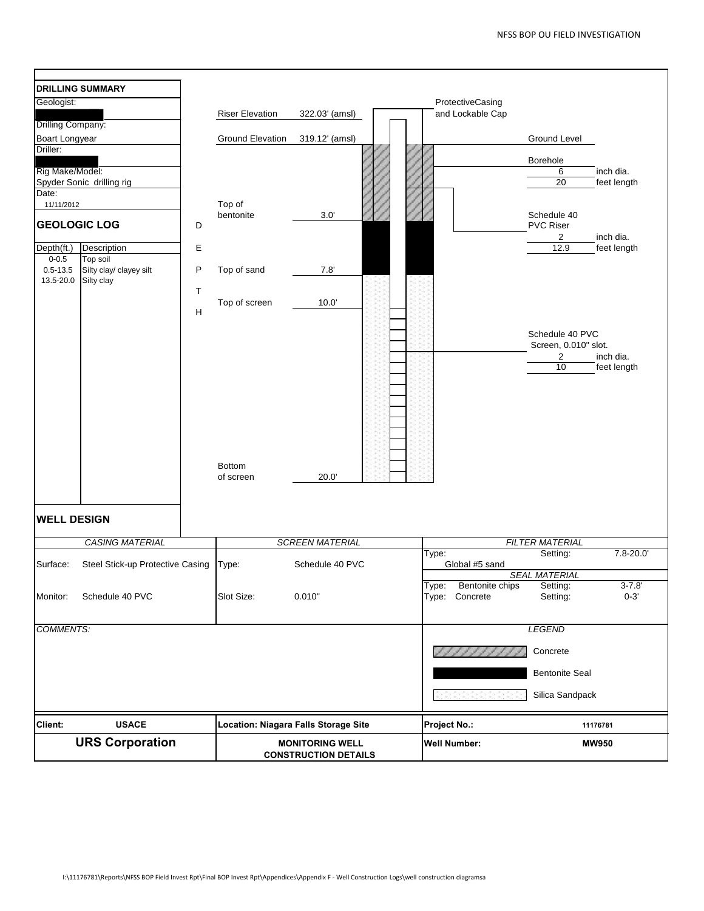## DRILLING SUMMARY

Geologist:

█████

Drilling Company:

Boart Longyear

Driller:

█████

Rig Make/Model:

Spyder Sonic drilling rig

Date:

11/11/2012

## GEOLOGIC LOG

| Depth(ft.) | Description |
|---|---|
| 0-0.5 | Top soil |
| 0.5-13.5 | Silty clay/ clayey silt |
| 13.5-20.0 | Silty clay |

DEPTH

Riser Elevation 322.03' (amsl)

Ground Elevation 319.12' (amsl)

Top of bentonite 3.0'

Top of sand 7.8'

Top of screen 10.0'

Bottom of screen 20.0'

ProtectiveCasing and Lockable Cap

Ground Level

Borehole
6 inch dia.
20 feet length

Schedule 40 PVC Riser
2 inch dia.
12.9 feet length

Schedule 40 PVC Screen, 0.010" slot.
2 inch dia.
10 feet length

## WELL DESIGN

| *CASING MATERIAL* | | *SCREEN MATERIAL* | | *FILTER MATERIAL* | | |
|---|---|---|---|---|---|---|
| Surface: | Steel Stick-up Protective Casing | Type: | Schedule 40 PVC | Type: Global #5 sand | Setting: | 7.8-20.0' |
| | | | | *SEAL MATERIAL* | | |
| Monitor: | Schedule 40 PVC | Slot Size: | 0.010" | Type: Bentonite chips | Setting: | 3-7.8' |
| | | | | Type: Concrete | Setting: | 0-3' |

*COMMENTS:*

*LEGEND*

- Concrete
- Bentonite Seal
- Silica Sandpack

| **Client:** | **USACE** | **Location: Niagara Falls Storage Site** | **Project No.:** | **11176781** |
|---|---|---|---|---|
| **URS Corporation** | | **MONITORING WELL CONSTRUCTION DETAILS** | **Well Number:** | **MW950** |

I:\11176781\Reports\NFSS BOP Field Invest Rpt\Final BOP Invest Rpt\Appendices\Appendix F - Well Construction Logs\well construction diagramsa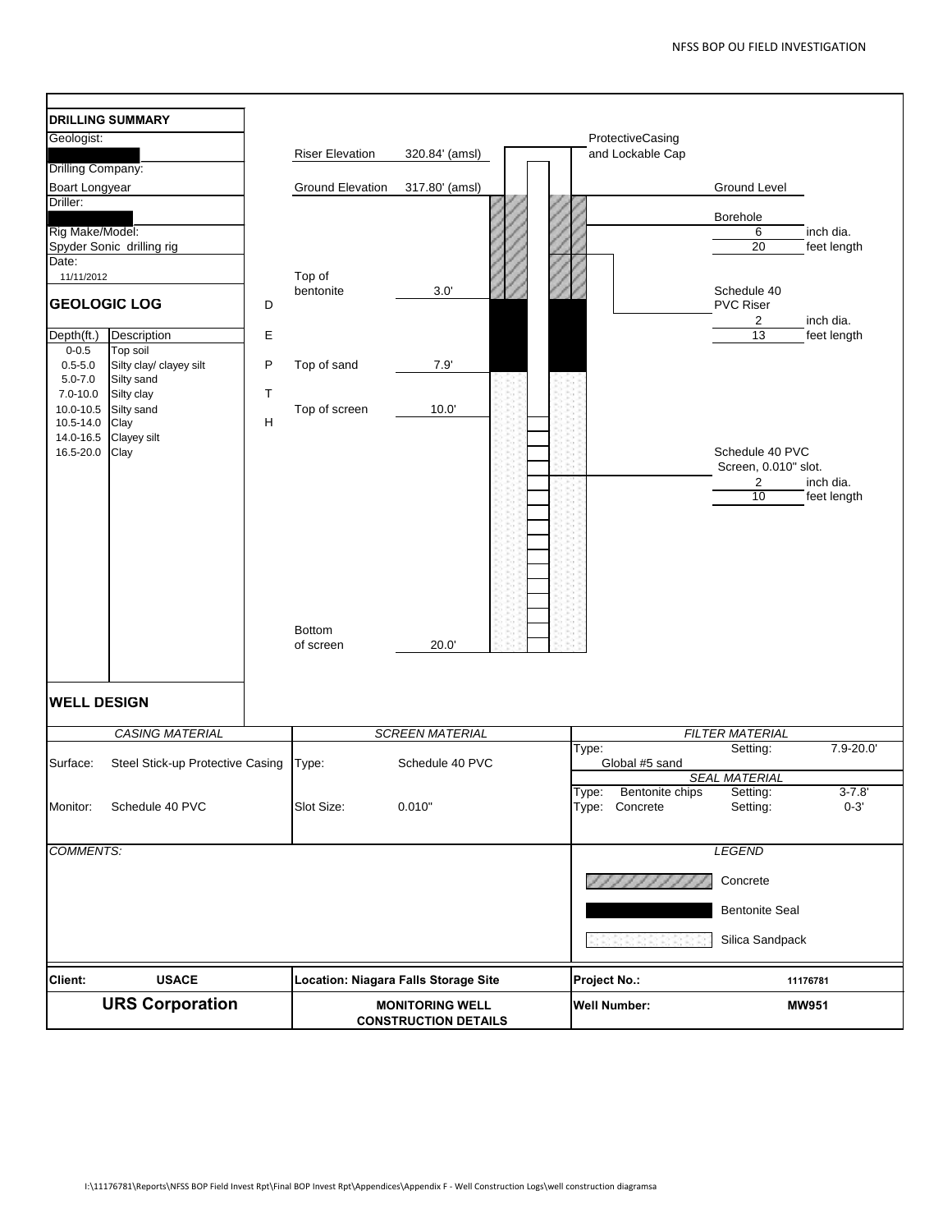## DRILLING SUMMARY

Geologist:

Drilling Company:
Boart Longyear

Driller:

Rig Make/Model:
Spyder Sonic drilling rig

Date:
11/11/2012

## GEOLOGIC LOG

| Depth(ft.) | Description |
|---|---|
| 0-0.5 | Top soil |
| 0.5-5.0 | Silty clay/ clayey silt |
| 5.0-7.0 | Silty sand |
| 7.0-10.0 | Silty clay |
| 10.0-10.5 | Silty sand |
| 10.5-14.0 | Clay |
| 14.0-16.5 | Clayey silt |
| 16.5-20.0 | Clay |

DEPTH

Riser Elevation 320.84' (amsl)

Ground Elevation 317.80' (amsl)

Top of bentonite 3.0'

Top of sand 7.9'

Top of screen 10.0'

Bottom of screen 20.0'

ProtectiveCasing and Lockable Cap

Ground Level

Borehole
6 inch dia.
20 feet length

Schedule 40 PVC Riser
2 inch dia.
13 feet length

Schedule 40 PVC Screen, 0.010" slot.
2 inch dia.
10 feet length

## WELL DESIGN

| *CASING MATERIAL* | | *SCREEN MATERIAL* | | *FILTER MATERIAL* | | |
|---|---|---|---|---|---|---|
| Surface: | Steel Stick-up Protective Casing | Type: | Schedule 40 PVC | Type: Global #5 sand | Setting: | 7.9-20.0' |
| | | | | *SEAL MATERIAL* | | |
| Monitor: | Schedule 40 PVC | Slot Size: | 0.010" | Type: Bentonite chips | Setting: | 3-7.8' |
| | | | | Type: Concrete | Setting: | 0-3' |

*COMMENTS:*

*LEGEND*

- Concrete
- Bentonite Seal
- Silica Sandpack

| Client: | USACE | Location: Niagara Falls Storage Site | Project No.: | 11176781 |
|---|---|---|---|---|
| **URS Corporation** | | **MONITORING WELL CONSTRUCTION DETAILS** | **Well Number:** | **MW951** |

I:\11176781\Reports\NFSS BOP Field Invest Rpt\Final BOP Invest Rpt\Appendices\Appendix F - Well Construction Logs\well construction diagramsa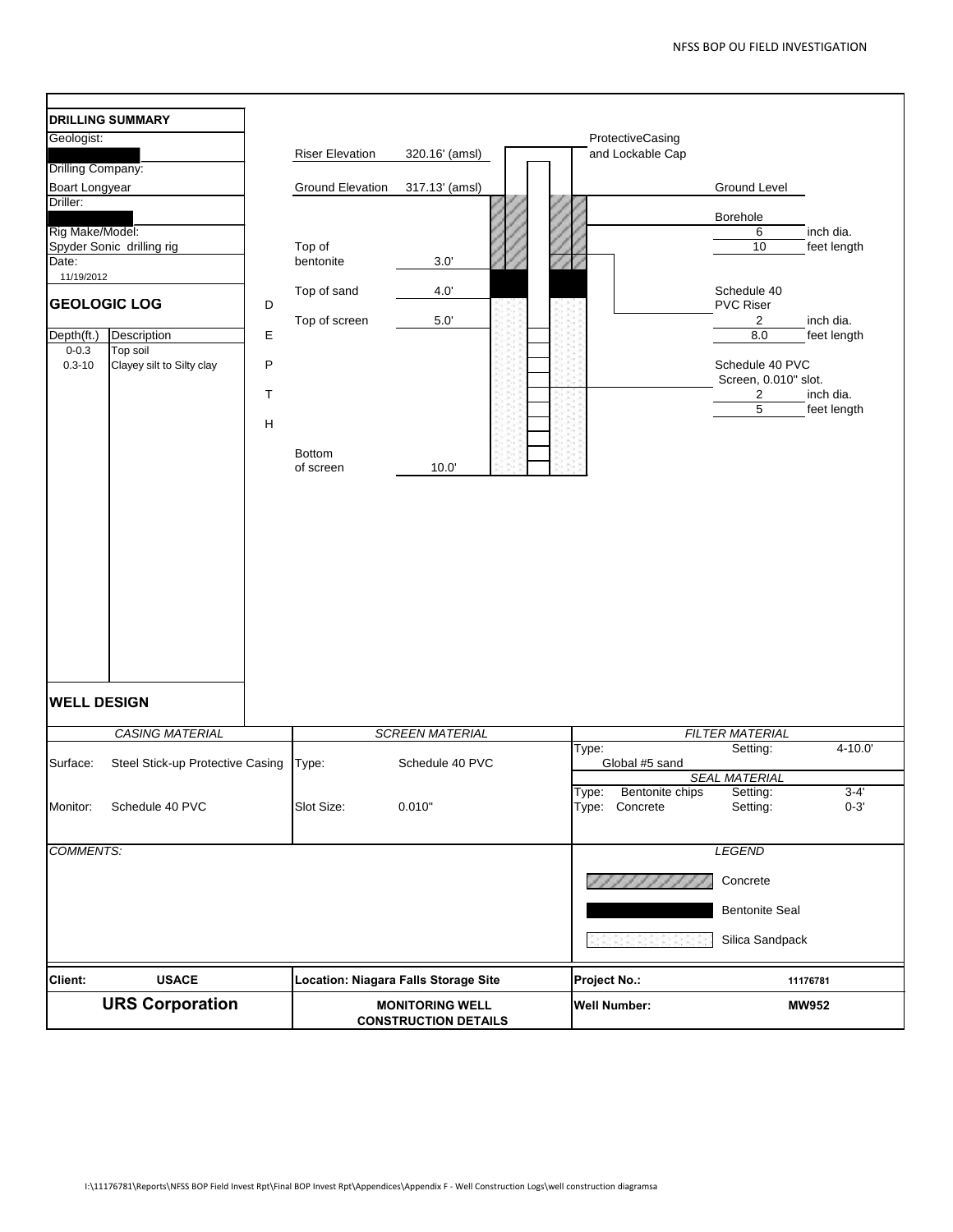## DRILLING SUMMARY

Geologist:

Drilling Company:
Boart Longyear

Driller:

Rig Make/Model:
Spyder Sonic drilling rig

Date:
11/19/2012

## GEOLOGIC LOG

| Depth(ft.) | Description |
|---|---|
| 0-0.3 | Top soil |
| 0.3-10 | Clayey silt to Silty clay |

DEPTH

| | |
|---|---|
| Riser Elevation | 320.16' (amsl) |
| Ground Elevation | 317.13' (amsl) |
| Top of bentonite | 3.0' |
| Top of sand | 4.0' |
| Top of screen | 5.0' |
| Bottom of screen | 10.0' |

ProtectiveCasing and Lockable Cap

Ground Level

Borehole
6 inch dia.
10 feet length

Schedule 40 PVC Riser
2 inch dia.
8.0 feet length

Schedule 40 PVC Screen, 0.010" slot.
2 inch dia.
5 feet length

## WELL DESIGN

| *CASING MATERIAL* | | *SCREEN MATERIAL* | | *FILTER MATERIAL* | |
|---|---|---|---|---|---|
| Surface: | Steel Stick-up Protective Casing | Type: | Schedule 40 PVC | Type: Global #5 sand | Setting: 4-10.0' |
| | | | | *SEAL MATERIAL* | |
| Monitor: | Schedule 40 PVC | Slot Size: | 0.010" | Type: Bentonite chips | Setting: 3-4' |
| | | | | Type: Concrete | Setting: 0-3' |

*COMMENTS:*

*LEGEND*

- Concrete
- Bentonite Seal
- Silica Sandpack

| | | | |
|---|---|---|---|
| **Client:** **USACE** | **Location: Niagara Falls Storage Site** | **Project No.:** | **11176781** |
| **URS Corporation** | **MONITORING WELL CONSTRUCTION DETAILS** | **Well Number:** | **MW952** |

I:\11176781\Reports\NFSS BOP Field Invest Rpt\Final BOP Invest Rpt\Appendices\Appendix F - Well Construction Logs\well construction diagramsa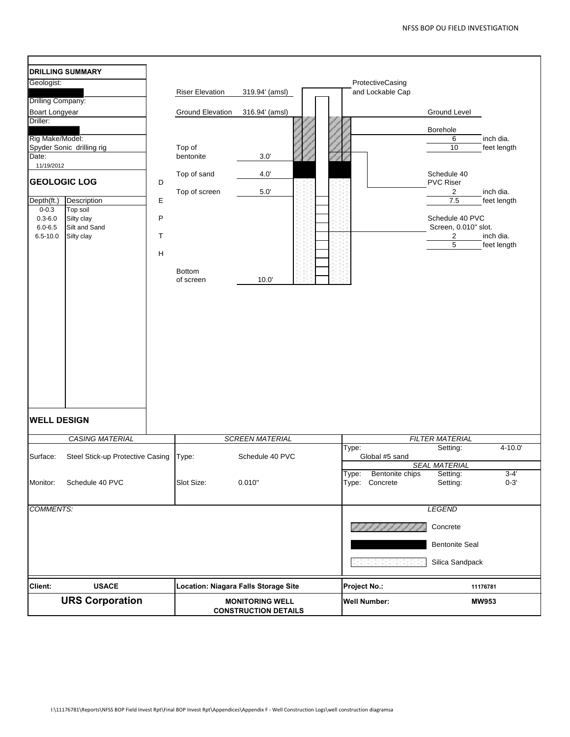## DRILLING SUMMARY

Geologist:

Drilling Company:
Boart Longyear

Driller:

Rig Make/Model:
Spyder Sonic drilling rig

Date:
11/19/2012

| Riser Elevation | 319.94' (amsl) |
|---|---|
| Ground Elevation | 316.94' (amsl) |
| Top of bentonite | 3.0' |
| Top of sand | 4.0' |
| Top of screen | 5.0' |
| Bottom of screen | 10.0' |

ProtectiveCasing and Lockable Cap

Ground Level

Borehole
6 inch dia.
10 feet length

Schedule 40 PVC Riser
2 inch dia.
7.5 feet length

Schedule 40 PVC Screen, 0.010" slot.
2 inch dia.
5 feet length

## GEOLOGIC LOG

| Depth(ft.) | Description |
|---|---|
| 0-0.3 | Top soil |
| 0.3-6.0 | Silty clay |
| 6.0-6.5 | Silt and Sand |
| 6.5-10.0 | Silty clay |

DEPTH

## WELL DESIGN

| *CASING MATERIAL* | | *SCREEN MATERIAL* | | *FILTER MATERIAL* | | |
|---|---|---|---|---|---|---|
| Surface: | Steel Stick-up Protective Casing | Type: | Schedule 40 PVC | Type: Global #5 sand | Setting: | 4-10.0' |
| | | | | *SEAL MATERIAL* | | |
| Monitor: | Schedule 40 PVC | Slot Size: | 0.010" | Type: Bentonite chips | Setting: | 3-4' |
| | | | | Type: Concrete | Setting: | 0-3' |

*COMMENTS:*

*LEGEND*

- Concrete
- Bentonite Seal
- Silica Sandpack

| Client: | USACE | Location: Niagara Falls Storage Site | Project No.: | 11176781 |
|---|---|---|---|---|
| **URS Corporation** | | **MONITORING WELL CONSTRUCTION DETAILS** | **Well Number:** | **MW953** |

I:\11176781\Reports\NFSS BOP Field Invest Rpt\Final BOP Invest Rpt\Appendices\Appendix F - Well Construction Logs\well construction diagramsa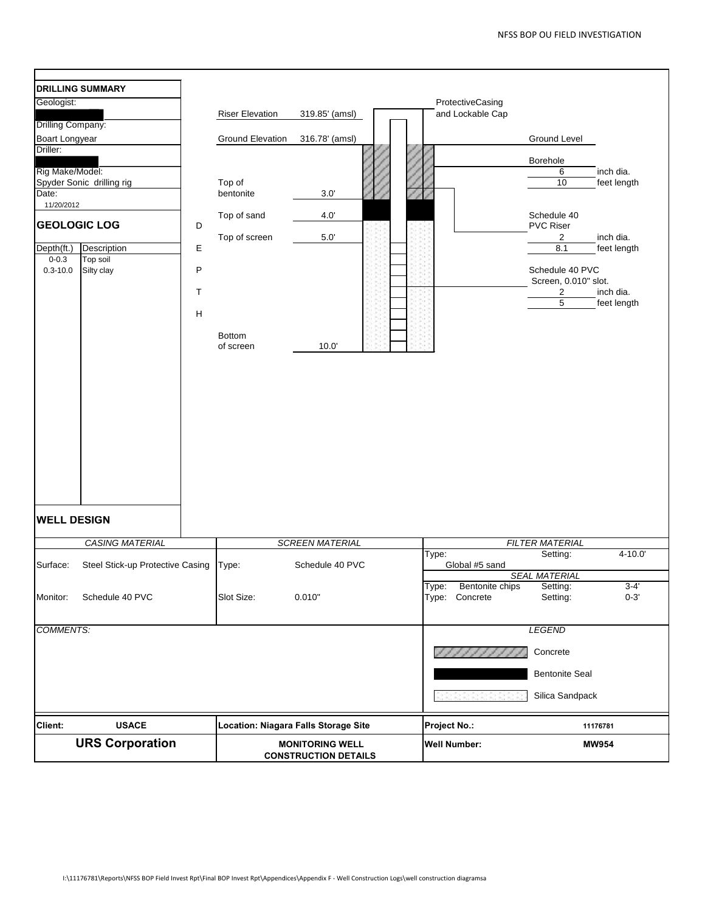## DRILLING SUMMARY

Geologist:

Drilling Company:
Boart Longyear

Driller:

Rig Make/Model:
Spyder Sonic drilling rig

Date:
11/20/2012

## GEOLOGIC LOG

| Depth(ft.) | Description |
|---|---|
| 0-0.3 | Top soil |
| 0.3-10.0 | Silty clay |

DEPTH

| | |
|---|---|
| Riser Elevation | 319.85' (amsl) |
| Ground Elevation | 316.78' (amsl) |
| Top of bentonite | 3.0' |
| Top of sand | 4.0' |
| Top of screen | 5.0' |
| Bottom of screen | 10.0' |

ProtectiveCasing and Lockable Cap

Ground Level

Borehole
6 inch dia.
10 feet length

Schedule 40 PVC Riser
2 inch dia.
8.1 feet length

Schedule 40 PVC Screen, 0.010" slot.
2 inch dia.
5 feet length

## WELL DESIGN

| *CASING MATERIAL* | | *SCREEN MATERIAL* | | *FILTER MATERIAL* | | |
|---|---|---|---|---|---|---|
| Surface: | Steel Stick-up Protective Casing | Type: | Schedule 40 PVC | Type: Global #5 sand | Setting: | 4-10.0' |
| | | | | *SEAL MATERIAL* | | |
| Monitor: | Schedule 40 PVC | Slot Size: | 0.010" | Type: Bentonite chips | Setting: | 3-4' |
| | | | | Type: Concrete | Setting: | 0-3' |

*COMMENTS:*

*LEGEND*
- Concrete
- Bentonite Seal
- Silica Sandpack

| | | | |
|---|---|---|---|
| **Client:** **USACE** | **Location: Niagara Falls Storage Site** | **Project No.:** | **11176781** |
| **URS Corporation** | **MONITORING WELL CONSTRUCTION DETAILS** | **Well Number:** | **MW954** |

I:\11176781\Reports\NFSS BOP Field Invest Rpt\Final BOP Invest Rpt\Appendices\Appendix F - Well Construction Logs\well construction diagramsa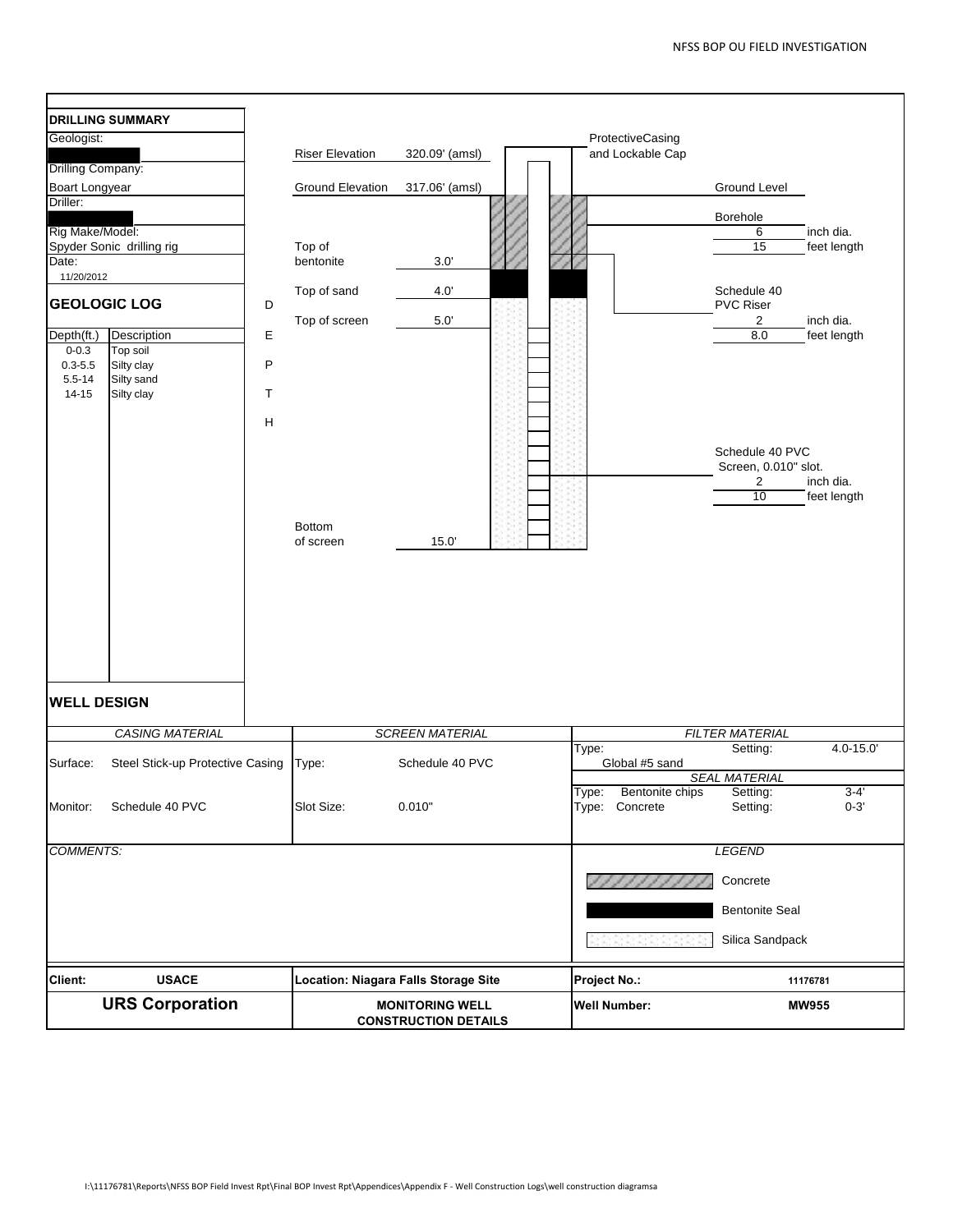## DRILLING SUMMARY

Geologist:

Drilling Company:

Boart Longyear

Driller:

Rig Make/Model:

Spyder Sonic drilling rig

Date:

11/20/2012

| | |
|---|---|
| Riser Elevation | 320.09' (amsl) |
| Ground Elevation | 317.06' (amsl) |
| Top of bentonite | 3.0' |
| Top of sand | 4.0' |
| Top of screen | 5.0' |
| Bottom of screen | 15.0' |

ProtectiveCasing and Lockable Cap

Ground Level

Borehole
6 inch dia.
15 feet length

Schedule 40 PVC Riser
2 inch dia.
8.0 feet length

Schedule 40 PVC Screen, 0.010" slot.
2 inch dia.
10 feet length

## GEOLOGIC LOG

DEPTH

| Depth(ft.) | Description |
|---|---|
| 0-0.3 | Top soil |
| 0.3-5.5 | Silty clay |
| 5.5-14 | Silty sand |
| 14-15 | Silty clay |

## WELL DESIGN

| CASING MATERIAL | | SCREEN MATERIAL | | FILTER MATERIAL | | |
|---|---|---|---|---|---|---|
| Surface: | Steel Stick-up Protective Casing | Type: | Schedule 40 PVC | Type: Global #5 sand | Setting: | 4.0-15.0' |
| | | | | *SEAL MATERIAL* | | |
| Monitor: | Schedule 40 PVC | Slot Size: | 0.010" | Type: Bentonite chips | Setting: | 3-4' |
| | | | | Type: Concrete | Setting: | 0-3' |

*COMMENTS:*

*LEGEND*

- Concrete
- Bentonite Seal
- Silica Sandpack

| | | | |
|---|---|---|---|
| **Client:** | **USACE** | **Location: Niagara Falls Storage Site** | **Project No.:** **11176781** |
| **URS Corporation** | | **MONITORING WELL CONSTRUCTION DETAILS** | **Well Number:** **MW955** |

I:\11176781\Reports\NFSS BOP Field Invest Rpt\Final BOP Invest Rpt\Appendices\Appendix F - Well Construction Logs\well construction diagramsa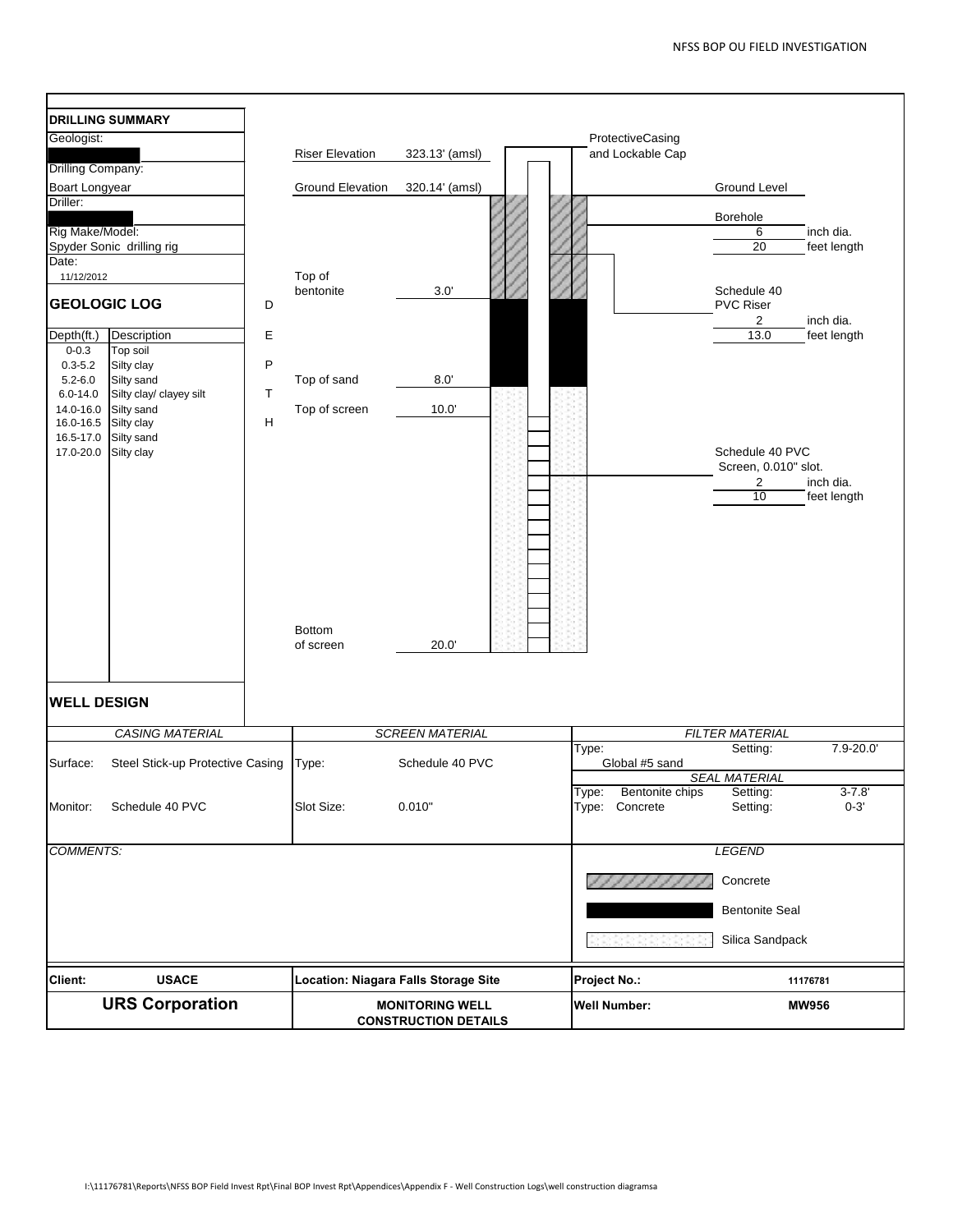## DRILLING SUMMARY

Geologist:

Drilling Company:
Boart Longyear

Driller:

Rig Make/Model:
Spyder Sonic drilling rig

Date:
11/12/2012

## GEOLOGIC LOG

| Depth(ft.) | Description |
|---|---|
| 0-0.3 | Top soil |
| 0.3-5.2 | Silty clay |
| 5.2-6.0 | Silty sand |
| 6.0-14.0 | Silty clay/ clayey silt |
| 14.0-16.0 | Silty sand |
| 16.0-16.5 | Silty clay |
| 16.5-17.0 | Silty sand |
| 17.0-20.0 | Silty clay |

DEPTH

Riser Elevation 323.13' (amsl)

Ground Elevation 320.14' (amsl)

Top of bentonite 3.0'

Top of sand 8.0'

Top of screen 10.0'

Bottom of screen 20.0'

ProtectiveCasing and Lockable Cap

Ground Level

Borehole
6 inch dia.
20 feet length

Schedule 40 PVC Riser
2 inch dia.
13.0 feet length

Schedule 40 PVC Screen, 0.010" slot.
2 inch dia.
10 feet length

## WELL DESIGN

| *CASING MATERIAL* | | *SCREEN MATERIAL* | | *FILTER MATERIAL* | | |
|---|---|---|---|---|---|---|
| Surface: | Steel Stick-up Protective Casing | Type: | Schedule 40 PVC | Type: Global #5 sand | Setting: | 7.9-20.0' |
| | | | | *SEAL MATERIAL* | | |
| Monitor: | Schedule 40 PVC | Slot Size: | 0.010" | Type: Bentonite chips | Setting: | 3-7.8' |
| | | | | Type: Concrete | Setting: | 0-3' |

*COMMENTS:*

*LEGEND*

- Concrete
- Bentonite Seal
- Silica Sandpack

| Client: | USACE | Location: Niagara Falls Storage Site | Project No.: | 11176781 |
|---|---|---|---|---|
| **URS Corporation** | | **MONITORING WELL CONSTRUCTION DETAILS** | **Well Number:** | **MW956** |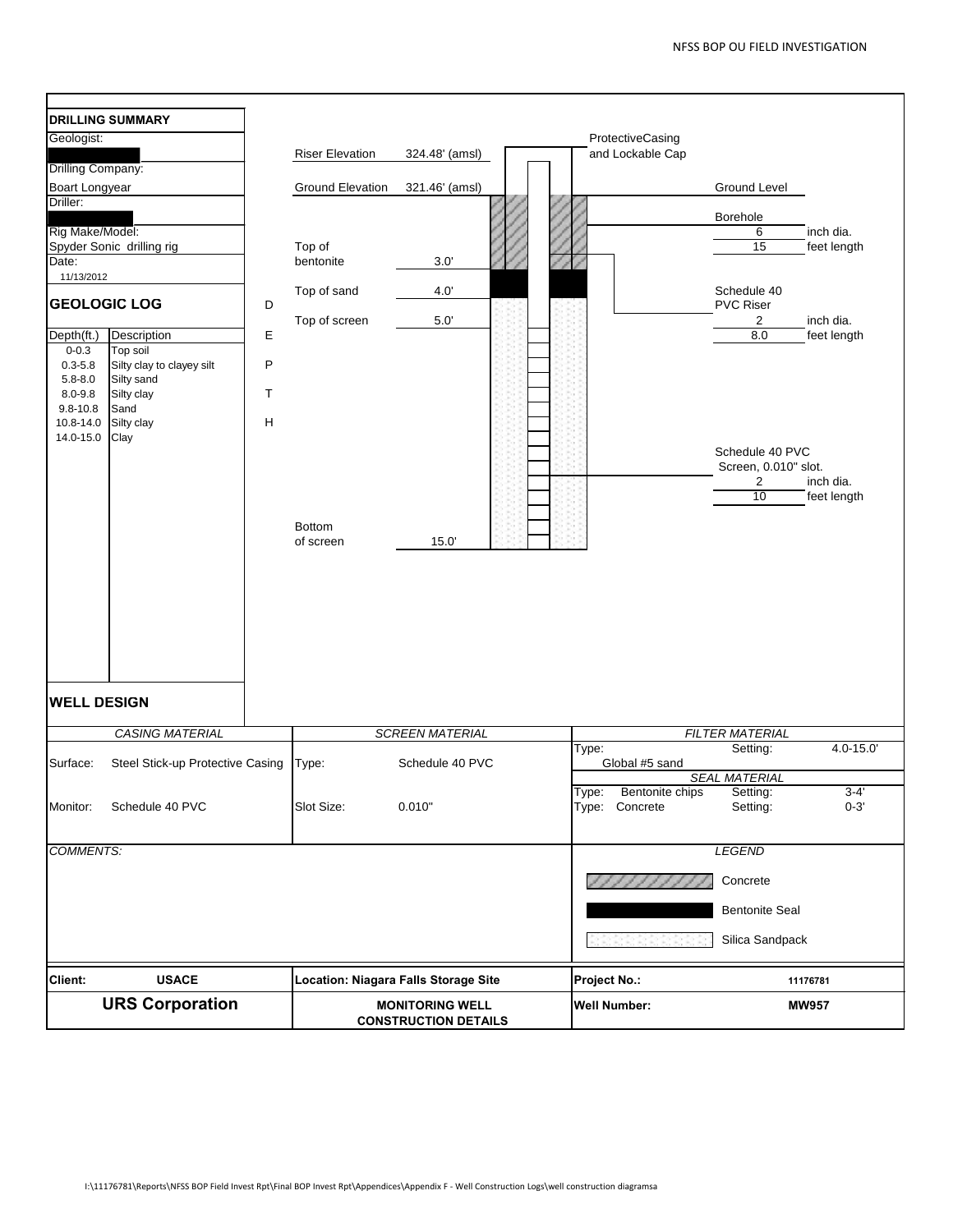## DRILLING SUMMARY

Geologist:

Drilling Company:
Boart Longyear

Driller:

Rig Make/Model:
Spyder Sonic drilling rig

Date:
11/13/2012

| | |
|---|---|
| Riser Elevation | 324.48' (amsl) |
| Ground Elevation | 321.46' (amsl) |
| Top of bentonite | 3.0' |
| Top of sand | 4.0' |
| Top of screen | 5.0' |
| Bottom of screen | 15.0' |

ProtectiveCasing and Lockable Cap

Ground Level

Borehole
6 inch dia.
15 feet length

Schedule 40 PVC Riser
2 inch dia.
8.0 feet length

Schedule 40 PVC Screen, 0.010" slot.
2 inch dia.
10 feet length

## GEOLOGIC LOG

DEPTH

| Depth(ft.) | Description |
|---|---|
| 0-0.3 | Top soil |
| 0.3-5.8 | Silty clay to clayey silt |
| 5.8-8.0 | Silty sand |
| 8.0-9.8 | Silty clay |
| 9.8-10.8 | Sand |
| 10.8-14.0 | Silty clay |
| 14.0-15.0 | Clay |

## WELL DESIGN

| *CASING MATERIAL* | | *SCREEN MATERIAL* | | *FILTER MATERIAL* | | |
|---|---|---|---|---|---|---|
| Surface: | Steel Stick-up Protective Casing | Type: | Schedule 40 PVC | Type: Global #5 sand | Setting: | 4.0-15.0' |
| | | | | *SEAL MATERIAL* | | |
| Monitor: | Schedule 40 PVC | Slot Size: | 0.010" | Type: Bentonite chips | Setting: | 3-4' |
| | | | | Type: Concrete | Setting: | 0-3' |

*COMMENTS:*

*LEGEND*
- Concrete
- Bentonite Seal
- Silica Sandpack

| | | | |
|---|---|---|---|
| **Client:** | **USACE** | **Location: Niagara Falls Storage Site** | **Project No.:** 11176781 |
| **URS Corporation** | | **MONITORING WELL CONSTRUCTION DETAILS** | **Well Number:** MW957 |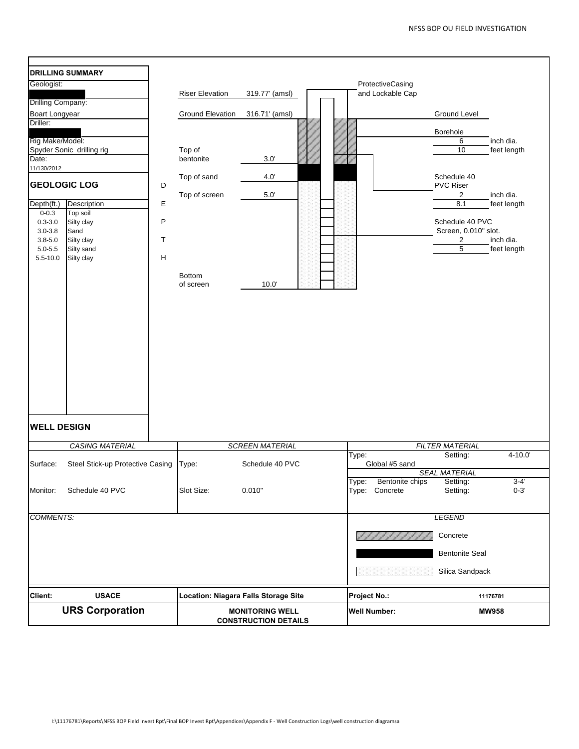## DRILLING SUMMARY

Geologist:

Drilling Company:
Boart Longyear

Driller:

Rig Make/Model:
Spyder Sonic drilling rig

Date:
11/130/2012

## GEOLOGIC LOG

| Depth(ft.) | Description |
|---|---|
| 0-0.3 | Top soil |
| 0.3-3.0 | Silty clay |
| 3.0-3.8 | Sand |
| 3.8-5.0 | Silty clay |
| 5.0-5.5 | Silty sand |
| 5.5-10.0 | Silty clay |

DEPTH

| | |
|---|---|
| Riser Elevation | 319.77' (amsl) |
| Ground Elevation | 316.71' (amsl) |
| Top of bentonite | 3.0' |
| Top of sand | 4.0' |
| Top of screen | 5.0' |
| Bottom of screen | 10.0' |

ProtectiveCasing and Lockable Cap

Ground Level

Borehole
6 inch dia.
10 feet length

Schedule 40 PVC Riser
2 inch dia.
8.1 feet length

Schedule 40 PVC Screen, 0.010" slot.
2 inch dia.
5 feet length

## WELL DESIGN

| CASING MATERIAL | | SCREEN MATERIAL | | FILTER MATERIAL | | |
|---|---|---|---|---|---|---|
| Surface: | Steel Stick-up Protective Casing | Type: | Schedule 40 PVC | Type: Global #5 sand | Setting: | 4-10.0' |
| | | | | *SEAL MATERIAL* | | |
| Monitor: | Schedule 40 PVC | Slot Size: | 0.010" | Type: Bentonite chips | Setting: | 3-4' |
| | | | | Type: Concrete | Setting: | 0-3' |

*COMMENTS:*

*LEGEND*

- Concrete
- Bentonite Seal
- Silica Sandpack

| | | | |
|---|---|---|---|
| **Client:** **USACE** | **Location: Niagara Falls Storage Site** | **Project No.:** | **11176781** |
| **URS Corporation** | **MONITORING WELL CONSTRUCTION DETAILS** | **Well Number:** | **MW958** |

I:\11176781\Reports\NFSS BOP Field Invest Rpt\Final BOP Invest Rpt\Appendices\Appendix F - Well Construction Logs\well construction diagramsa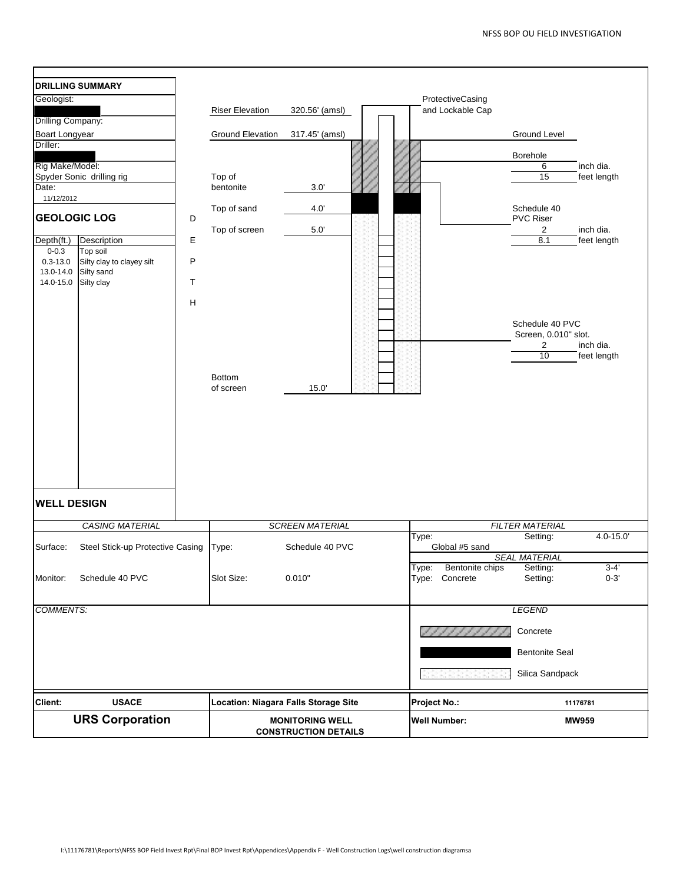## DRILLING SUMMARY

**Geologist:**

**Drilling Company:** Boart Longyear

**Driller:**

**Rig Make/Model:** Spyder Sonic drilling rig

**Date:** 11/12/2012

## GEOLOGIC LOG

| Depth(ft.) | Description |
|---|---|
| 0-0.3 | Top soil |
| 0.3-13.0 | Silty clay to clayey silt |
| 13.0-14.0 | Silty sand |
| 14.0-15.0 | Silty clay |

DEPTH

Riser Elevation: 320.56' (amsl)

Ground Elevation: 317.45' (amsl)

Top of bentonite: 3.0'

Top of sand: 4.0'

Top of screen: 5.0'

Bottom of screen: 15.0'

ProtectiveCasing and Lockable Cap

Ground Level

Borehole: 6 inch dia., 15 feet length

Schedule 40 PVC Riser: 2 inch dia., 8.1 feet length

Schedule 40 PVC Screen, 0.010" slot.: 2 inch dia., 10 feet length

## WELL DESIGN

| *CASING MATERIAL* | | *SCREEN MATERIAL* | | *FILTER MATERIAL* | | |
|---|---|---|---|---|---|---|
| Surface: | Steel Stick-up Protective Casing | Type: | Schedule 40 PVC | Type: Global #5 sand | Setting: | 4.0-15.0' |
| | | | | *SEAL MATERIAL* | | |
| Monitor: | Schedule 40 PVC | Slot Size: | 0.010" | Type: Bentonite chips | Setting: | 3-4' |
| | | | | Type: Concrete | Setting: | 0-3' |

*COMMENTS:*

*LEGEND*

- Concrete
- Bentonite Seal
- Silica Sandpack

| **Client:** | **USACE** | **Location: Niagara Falls Storage Site** | **Project No.:** | **11176781** |
|---|---|---|---|---|
| **URS Corporation** | | **MONITORING WELL CONSTRUCTION DETAILS** | **Well Number:** | **MW959** |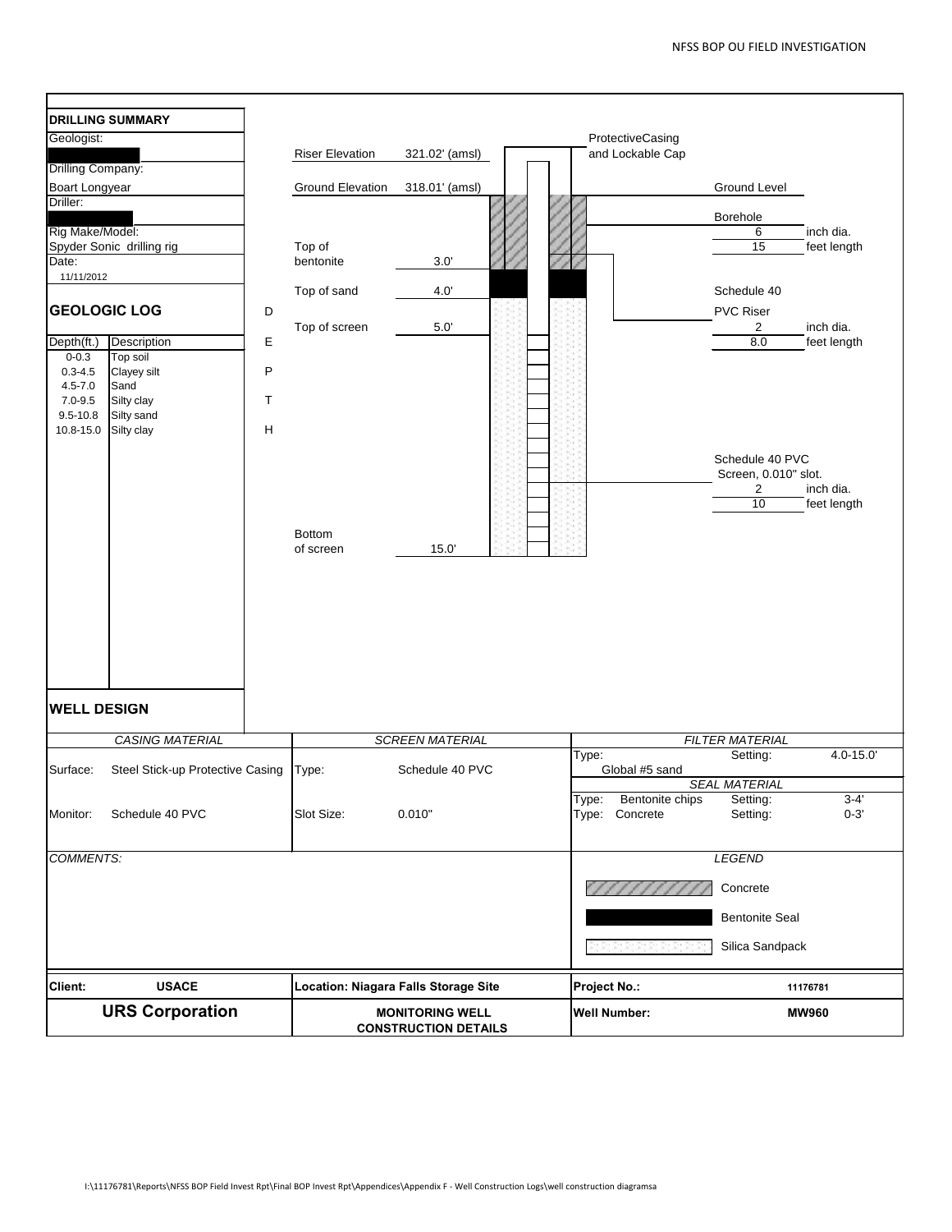## DRILLING SUMMARY

Geologist:

Drilling Company:
Boart Longyear

Driller:

Rig Make/Model:
Spyder Sonic drilling rig

Date:
11/11/2012

## GEOLOGIC LOG

| Depth(ft.) | Description |
|---|---|
| 0-0.3 | Top soil |
| 0.3-4.5 | Clayey silt |
| 4.5-7.0 | Sand |
| 7.0-9.5 | Silty clay |
| 9.5-10.8 | Silty sand |
| 10.8-15.0 | Silty clay |

DEPTH

Riser Elevation 321.02' (amsl)

Ground Elevation 318.01' (amsl)

Top of bentonite 3.0'

Top of sand 4.0'

Top of screen 5.0'

Bottom of screen 15.0'

ProtectiveCasing and Lockable Cap

Ground Level

Borehole
6 inch dia.
15 feet length

Schedule 40 PVC Riser
2 inch dia.
8.0 feet length

Schedule 40 PVC Screen, 0.010" slot.
2 inch dia.
10 feet length

## WELL DESIGN

| CASING MATERIAL | | SCREEN MATERIAL | | FILTER MATERIAL | | |
|---|---|---|---|---|---|---|
| Surface: | Steel Stick-up Protective Casing | Type: | Schedule 40 PVC | Type: Global #5 sand | Setting: | 4.0-15.0' |
| | | | | *SEAL MATERIAL* | | |
| Monitor: | Schedule 40 PVC | Slot Size: | 0.010" | Type: Bentonite chips | Setting: | 3-4' |
| | | | | Type: Concrete | Setting: | 0-3' |

*COMMENTS:*

*LEGEND*

Concrete

Bentonite Seal

Silica Sandpack

| | | | |
|---|---|---|---|
| **Client:** USACE | **Location: Niagara Falls Storage Site** | **Project No.:** | **11176781** |
| **URS Corporation** | **MONITORING WELL CONSTRUCTION DETAILS** | **Well Number:** | **MW960** |

I:\11176781\Reports\NFSS BOP Field Invest Rpt\Final BOP Invest Rpt\Appendices\Appendix F - Well Construction Logs\well construction diagramsa